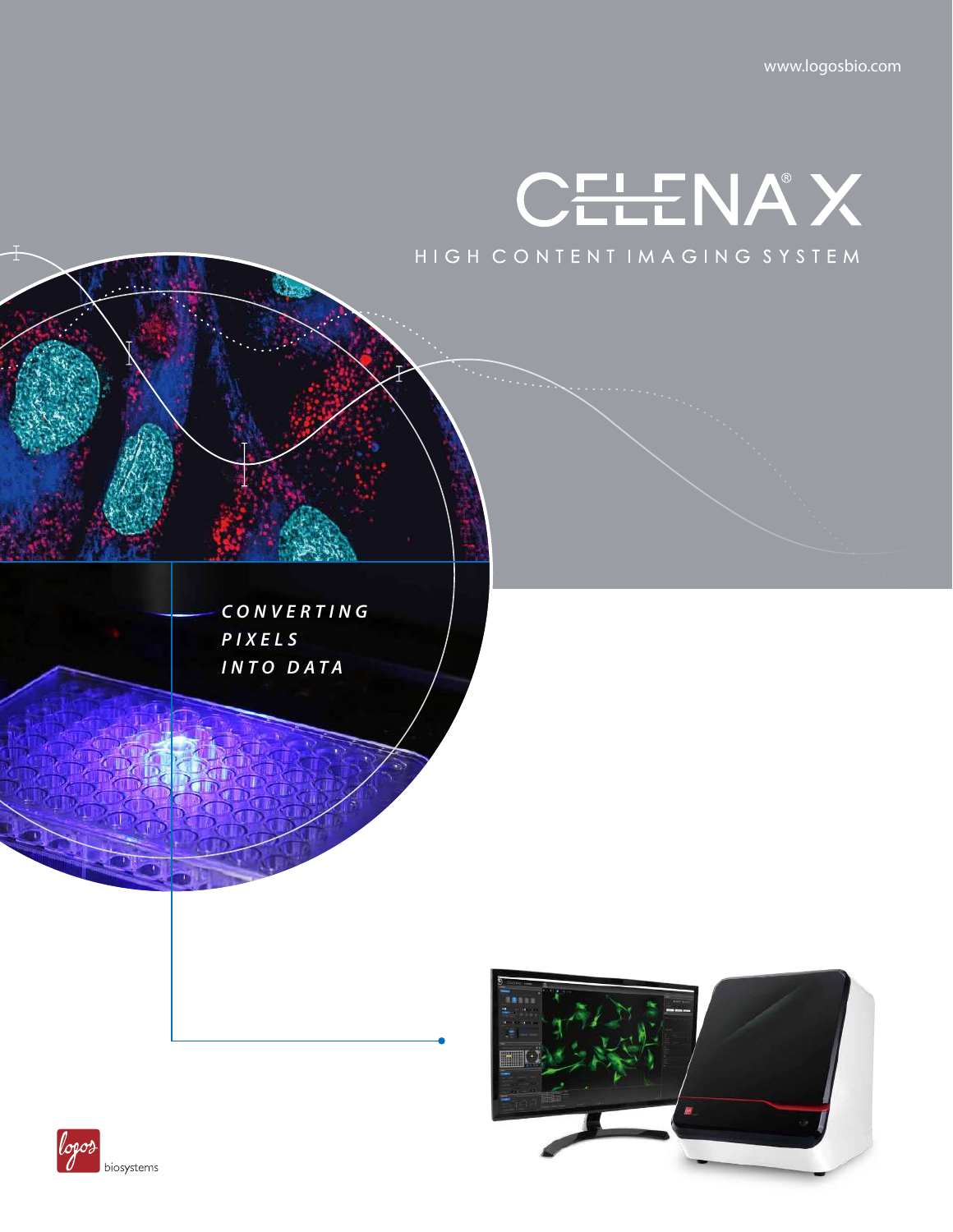www.logosbio.com

# CELENA® X

## HIGH CONTENT IMAGING SYSTEM

*CONVERTING PIXELS INTO DATA*

logos biosystems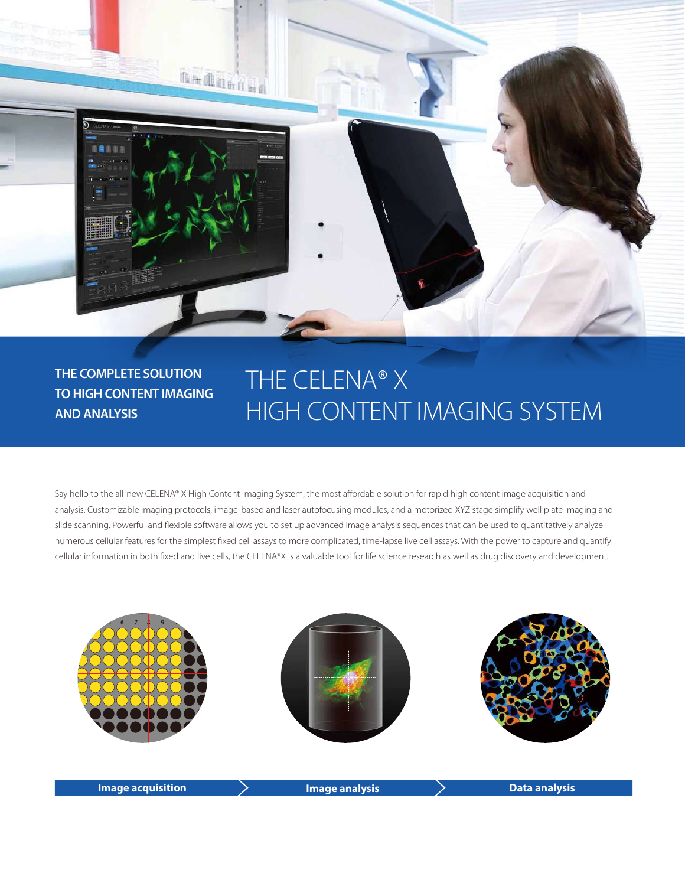**THE COMPLETE SOLUTION TO HIGH CONTENT IMAGING AND ANALYSIS**

# THE CELENA® X HIGH CONTENT IMAGING SYSTEM

Say hello to the all-new CELENA® X High Content Imaging System, the most affordable solution for rapid high content image acquisition and analysis. Customizable imaging protocols, image-based and laser autofocusing modules, and a motorized XYZ stage simplify well plate imaging and slide scanning. Powerful and flexible software allows you to set up advanced image analysis sequences that can be used to quantitatively analyze numerous cellular features for the simplest fixed cell assays to more complicated, time-lapse live cell assays. With the power to capture and quantify cellular information in both fixed and live cells, the CELENA®X is a valuable tool for life science research as well as drug discovery and development.

**Image acquisition** → **Image analysis** → **Data analysis**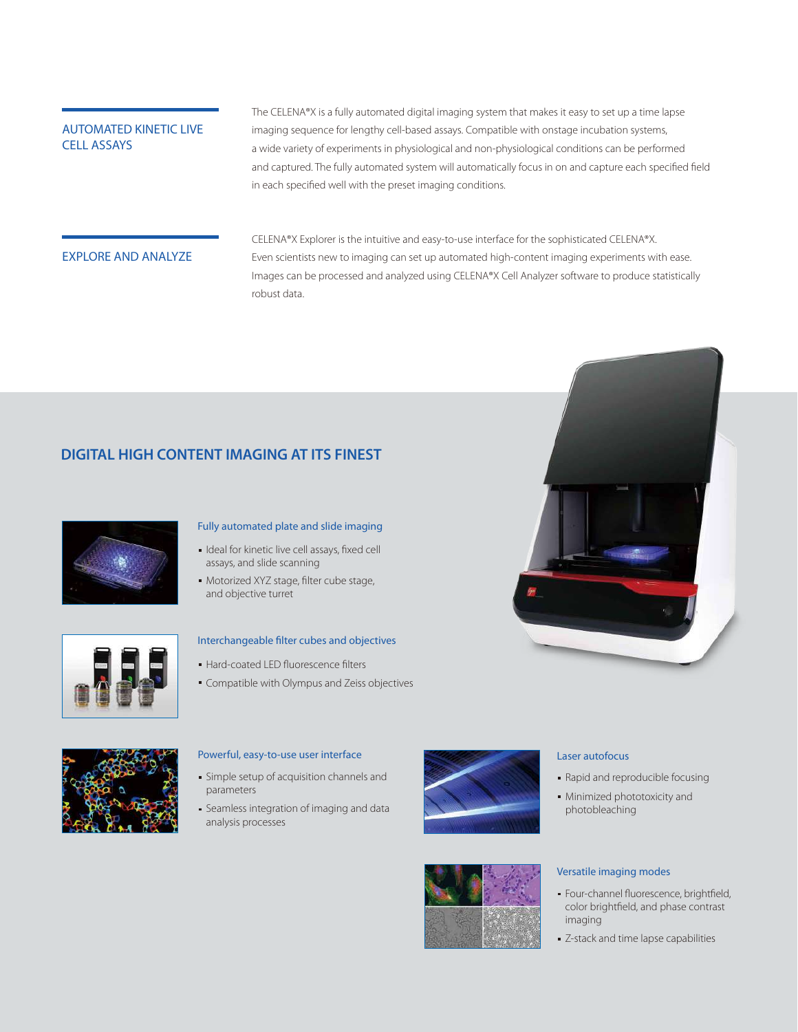## AUTOMATED KINETIC LIVE CELL ASSAYS

The CELENA®X is a fully automated digital imaging system that makes it easy to set up a time lapse imaging sequence for lengthy cell-based assays. Compatible with onstage incubation systems, a wide variety of experiments in physiological and non-physiological conditions can be performed and captured. The fully automated system will automatically focus in on and capture each specified field in each specified well with the preset imaging conditions.

## EXPLORE AND ANALYZE

CELENA®X Explorer is the intuitive and easy-to-use interface for the sophisticated CELENA®X. Even scientists new to imaging can set up automated high-content imaging experiments with ease. Images can be processed and analyzed using CELENA®X Cell Analyzer software to produce statistically robust data.

# DIGITAL HIGH CONTENT IMAGING AT ITS FINEST

### Fully automated plate and slide imaging

- Ideal for kinetic live cell assays, fixed cell assays, and slide scanning
- Motorized XYZ stage, filter cube stage, and objective turret

### Interchangeable filter cubes and objectives

- Hard-coated LED fluorescence filters
- Compatible with Olympus and Zeiss objectives

### Powerful, easy-to-use user interface

- Simple setup of acquisition channels and parameters
- Seamless integration of imaging and data analysis processes

### Laser autofocus

- Rapid and reproducible focusing
- Minimized phototoxicity and photobleaching

### Versatile imaging modes

- Four-channel fluorescence, brightfield, color brightfield, and phase contrast imaging
- Z-stack and time lapse capabilities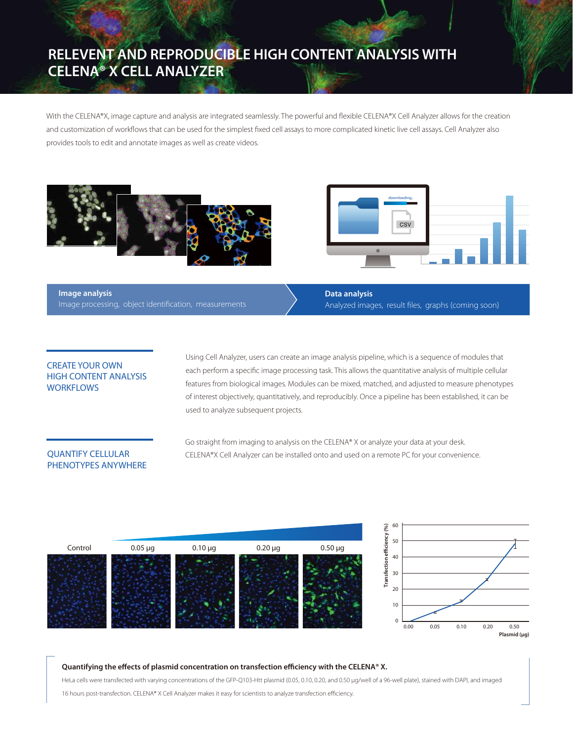# RELEVENT AND REPRODUCIBLE HIGH CONTENT ANALYSIS WITH CELENA® X CELL ANALYZER

With the CELENA®X, image capture and analysis are integrated seamlessly. The powerful and flexible CELENA®X Cell Analyzer allows for the creation and customization of workflows that can be used for the simplest fixed cell assays to more complicated kinetic live cell assays. Cell Analyzer also provides tools to edit and annotate images as well as create videos.

**Image analysis**
Image processing, object identification, measurements

**Data analysis**
Analyzed images, result files, graphs (coming soon)

## CREATE YOUR OWN HIGH CONTENT ANALYSIS WORKFLOWS

Using Cell Analyzer, users can create an image analysis pipeline, which is a sequence of modules that each perform a specific image processing task. This allows the quantitative analysis of multiple cellular features from biological images. Modules can be mixed, matched, and adjusted to measure phenotypes of interest objectively, quantitatively, and reproducibly. Once a pipeline has been established, it can be used to analyze subsequent projects.

## QUANTIFY CELLULAR PHENOTYPES ANYWHERE

Go straight from imaging to analysis on the CELENA® X or analyze your data at your desk. CELENA®X Cell Analyzer can be installed onto and used on a remote PC for your convenience.

Control | 0.05 µg | 0.10 µg | 0.20 µg | 0.50 µg

**Quantifying the effects of plasmid concentration on transfection efficiency with the CELENA® X.**

HeLa cells were transfected with varying concentrations of the GFP-Q103-Htt plasmid (0.05, 0.10, 0.20, and 0.50 µg/well of a 96-well plate), stained with DAPI, and imaged 16 hours post-transfection. CELENA® X Cell Analyzer makes it easy for scientists to analyze transfection efficiency.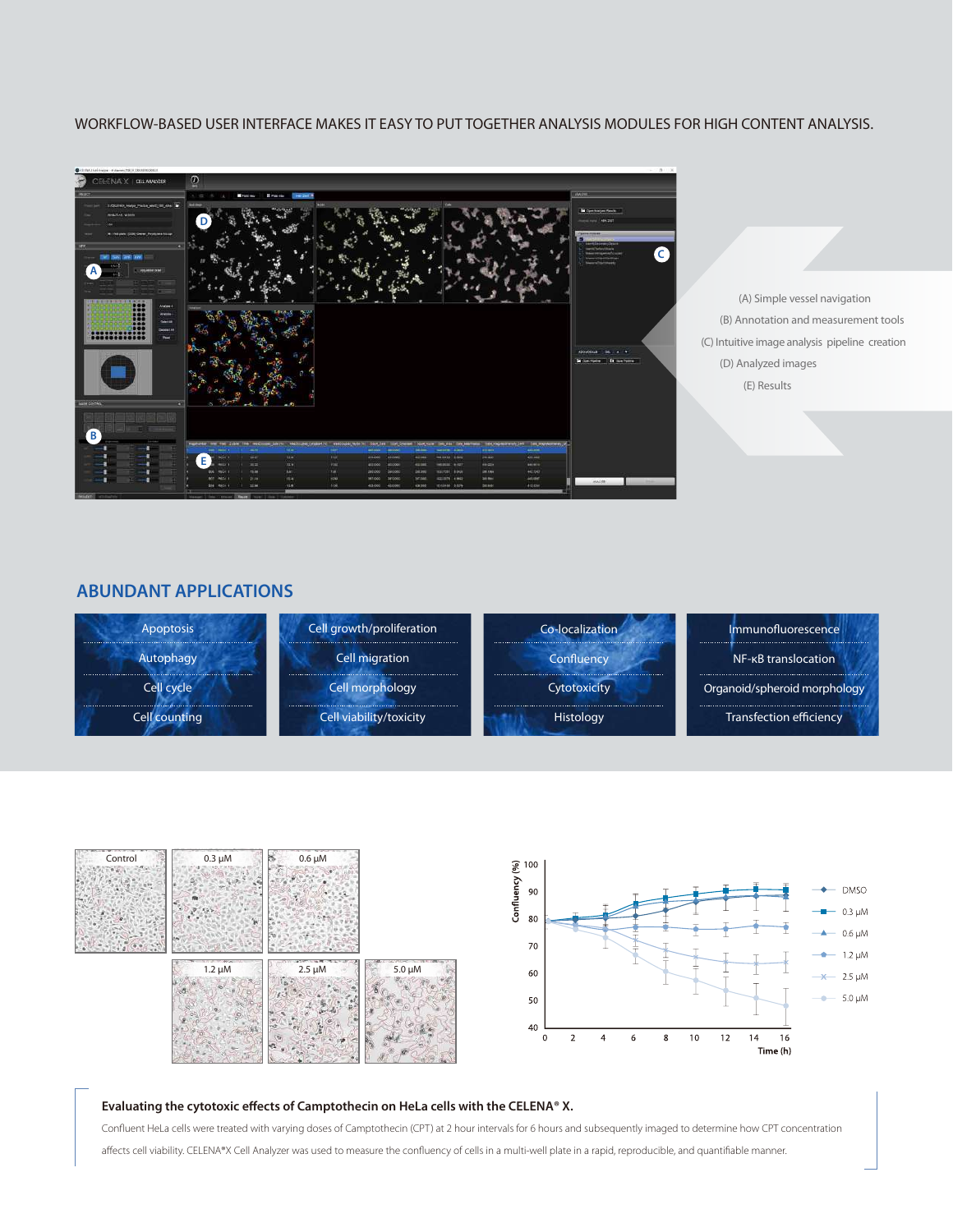WORKFLOW-BASED USER INTERFACE MAKES IT EASY TO PUT TOGETHER ANALYSIS MODULES FOR HIGH CONTENT ANALYSIS.

(A) Simple vessel navigation

(B) Annotation and measurement tools

(C) Intuitive image analysis pipeline creation

(D) Analyzed images

(E) Results

## ABUNDANT APPLICATIONS

| | | | |
|---|---|---|---|
| Apoptosis | Cell growth/proliferation | Co-localization | Immunofluorescence |
| Autophagy | Cell migration | Confluency | NF-κB translocation |
| Cell cycle | Cell morphology | Cytotoxicity | Organoid/spheroid morphology |
| Cell counting | Cell viability/toxicity | Histology | Transfection efficiency |

Control | 0.3 μM | 0.6 μM | 1.2 μM | 2.5 μM | 5.0 μM

Confluency (%) vs. Time (h): DMSO, 0.3 μM, 0.6 μM, 1.2 μM, 2.5 μM, 5.0 μM

**Evaluating the cytotoxic effects of Camptothecin on HeLa cells with the CELENA® X.**

Confluent HeLa cells were treated with varying doses of Camptothecin (CPT) at 2 hour intervals for 6 hours and subsequently imaged to determine how CPT concentration affects cell viability. CELENA®X Cell Analyzer was used to measure the confluency of cells in a multi-well plate in a rapid, reproducible, and quantifiable manner.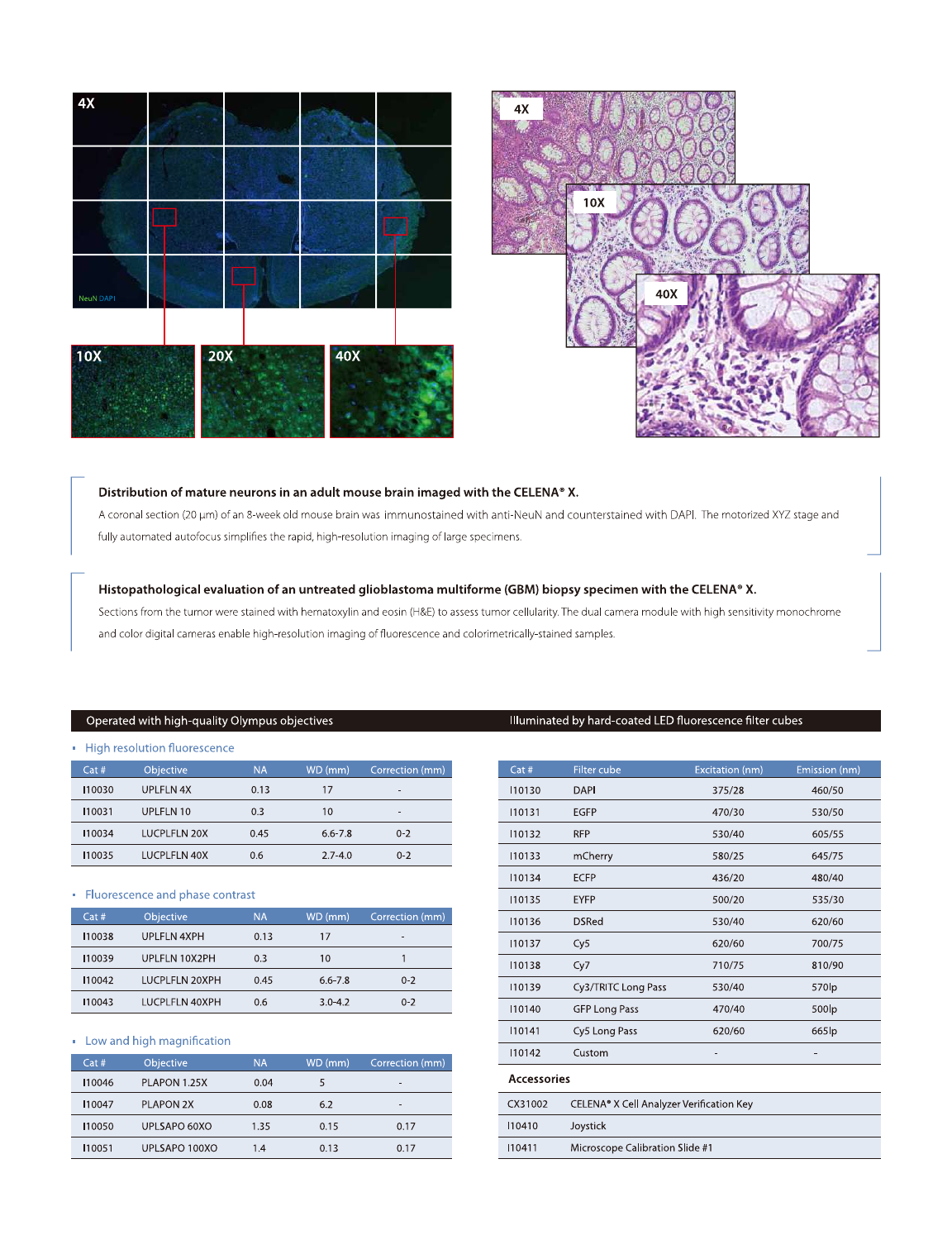**Distribution of mature neurons in an adult mouse brain imaged with the CELENA® X.**

A coronal section (20 µm) of an 8-week old mouse brain was immunostained with anti-NeuN and counterstained with DAPI. The motorized XYZ stage and fully automated autofocus simplifies the rapid, high-resolution imaging of large specimens.

**Histopathological evaluation of an untreated glioblastoma multiforme (GBM) biopsy specimen with the CELENA® X.**

Sections from the tumor were stained with hematoxylin and eosin (H&E) to assess tumor cellularity. The dual camera module with high sensitivity monochrome and color digital cameras enable high-resolution imaging of fluorescence and colorimetrically-stained samples.

## Operated with high-quality Olympus objectives

### High resolution fluorescence

| Cat # | Objective | NA | WD (mm) | Correction (mm) |
|---|---|---|---|---|
| I10030 | UPLFLN 4X | 0.13 | 17 | - |
| I10031 | UPLFLN 10 | 0.3 | 10 | - |
| I10034 | LUCPLFLN 20X | 0.45 | 6.6-7.8 | 0-2 |
| I10035 | LUCPLFLN 40X | 0.6 | 2.7-4.0 | 0-2 |

### Fluorescence and phase contrast

| Cat # | Objective | NA | WD (mm) | Correction (mm) |
|---|---|---|---|---|
| I10038 | UPLFLN 4XPH | 0.13 | 17 | - |
| I10039 | UPLFLN 10X2PH | 0.3 | 10 | 1 |
| I10042 | LUCPLFLN 20XPH | 0.45 | 6.6-7.8 | 0-2 |
| I10043 | LUCPLFLN 40XPH | 0.6 | 3.0-4.2 | 0-2 |

### Low and high magnification

| Cat # | Objective | NA | WD (mm) | Correction (mm) |
|---|---|---|---|---|
| I10046 | PLAPON 1.25X | 0.04 | 5 | - |
| I10047 | PLAPON 2X | 0.08 | 6.2 | - |
| I10050 | UPLSAPO 60XO | 1.35 | 0.15 | 0.17 |
| I10051 | UPLSAPO 100XO | 1.4 | 0.13 | 0.17 |

## Illuminated by hard-coated LED fluorescence filter cubes

| Cat # | Filter cube | Excitation (nm) | Emission (nm) |
|---|---|---|---|
| I10130 | DAPI | 375/28 | 460/50 |
| I10131 | EGFP | 470/30 | 530/50 |
| I10132 | RFP | 530/40 | 605/55 |
| I10133 | mCherry | 580/25 | 645/75 |
| I10134 | ECFP | 436/20 | 480/40 |
| I10135 | EYFP | 500/20 | 535/30 |
| I10136 | DSRed | 530/40 | 620/60 |
| I10137 | Cy5 | 620/60 | 700/75 |
| I10138 | Cy7 | 710/75 | 810/90 |
| I10139 | Cy3/TRITC Long Pass | 530/40 | 570lp |
| I10140 | GFP Long Pass | 470/40 | 500lp |
| I10141 | Cy5 Long Pass | 620/60 | 665lp |
| I10142 | Custom | - | - |

### Accessories

| | |
|---|---|
| CX31002 | CELENA® X Cell Analyzer Verification Key |
| I10410 | Joystick |
| I10411 | Microscope Calibration Slide #1 |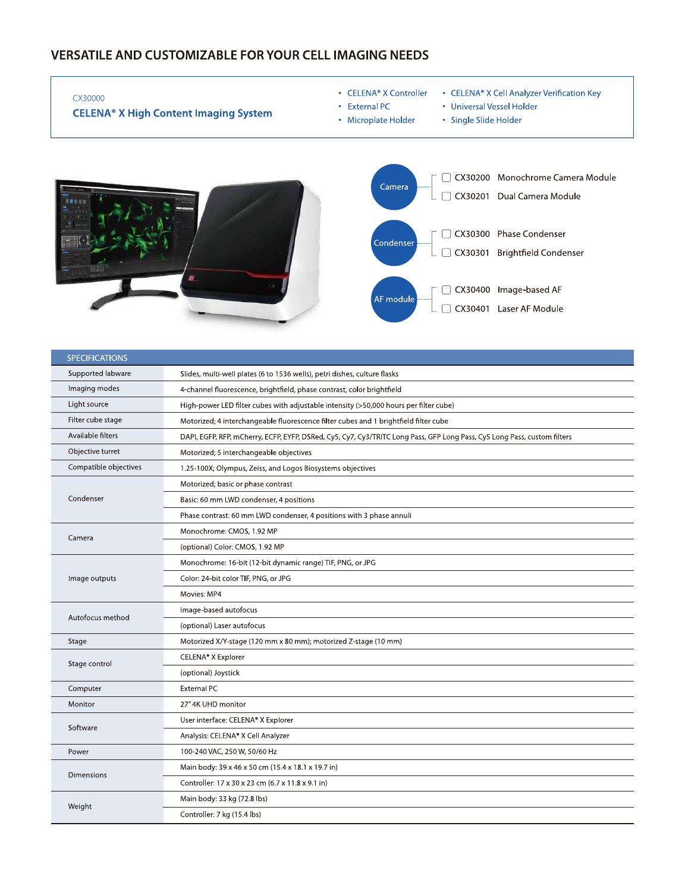## VERSATILE AND CUSTOMIZABLE FOR YOUR CELL IMAGING NEEDS

CX30000

**CELENA® X High Content Imaging System**

- CELENA® X Controller
- External PC
- Microplate Holder
- CELENA® X Cell Analyzer Verification Key
- Universal Vessel Holder
- Single Slide Holder

**Camera**
- ☐ CX30200 Monochrome Camera Module
- ☐ CX30201 Dual Camera Module

**Condenser**
- ☐ CX30300 Phase Condenser
- ☐ CX30301 Brightfield Condenser

**AF module**
- ☐ CX30400 Image-based AF
- ☐ CX30401 Laser AF Module

| SPECIFICATIONS | |
|---|---|
| Supported labware | Slides, multi-well plates (6 to 1536 wells), petri dishes, culture flasks |
| Imaging modes | 4-channel fluorescence, brightfield, phase contrast, color brightfield |
| Light source | High-power LED filter cubes with adjustable intensity (>50,000 hours per filter cube) |
| Filter cube stage | Motorized; 4 interchangeable fluorescence filter cubes and 1 brightfield filter cube |
| Available filters | DAPI, EGFP, RFP, mCherry, ECFP, EYFP, DSRed, Cy5, Cy7, Cy3/TRITC Long Pass, GFP Long Pass, Cy5 Long Pass, custom filters |
| Objective turret | Motorized; 5 interchangeable objectives |
| Compatible objectives | 1.25-100X; Olympus, Zeiss, and Logos Biosystems objectives |
| Condenser | Motorized; basic or phase contrast |
| | Basic: 60 mm LWD condenser, 4 positions |
| | Phase contrast: 60 mm LWD condenser, 4 positions with 3 phase annuli |
| Camera | Monochrome: CMOS, 1.92 MP |
| | (optional) Color: CMOS, 1.92 MP |
| Image outputs | Monochrome: 16-bit (12-bit dynamic range) TIF, PNG, or JPG |
| | Color: 24-bit color TIF, PNG, or JPG |
| | Movies: MP4 |
| Autofocus method | Image-based autofocus |
| | (optional) Laser autofocus |
| Stage | Motorized X/Y-stage (120 mm x 80 mm); motorized Z-stage (10 mm) |
| Stage control | CELENA® X Explorer |
| | (optional) Joystick |
| Computer | External PC |
| Monitor | 27" 4K UHD monitor |
| Software | User interface: CELENA® X Explorer |
| | Analysis: CELENA® X Cell Analyzer |
| Power | 100-240 VAC, 250 W, 50/60 Hz |
| Dimensions | Main body: 39 x 46 x 50 cm (15.4 x 18.1 x 19.7 in) |
| | Controller: 17 x 30 x 23 cm (6.7 x 11.8 x 9.1 in) |
| Weight | Main body: 33 kg (72.8 lbs) |
| | Controller: 7 kg (15.4 lbs) |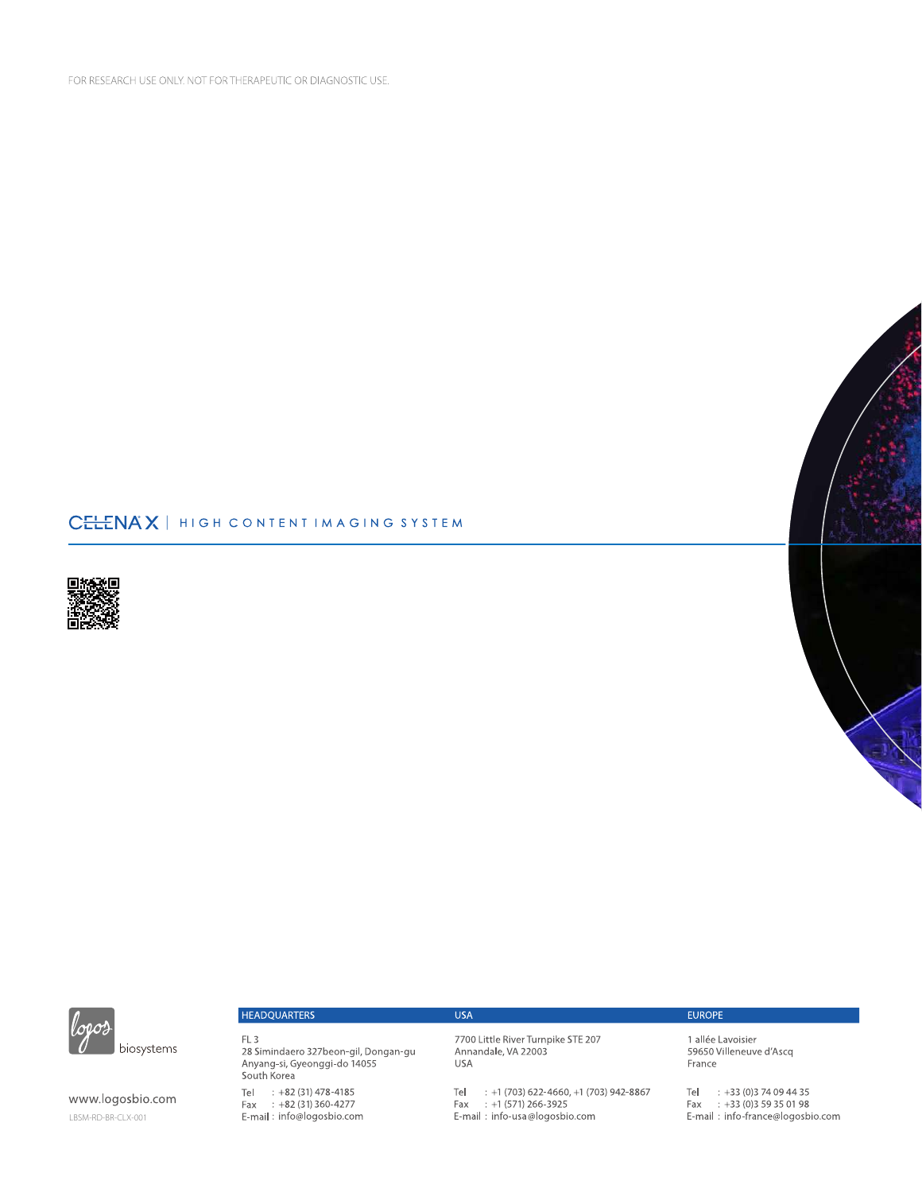FOR RESEARCH USE ONLY. NOT FOR THERAPEUTIC OR DIAGNOSTIC USE.

CELENA X | HIGH CONTENT IMAGING SYSTEM

logos biosystems

www.logosbio.com

LBSM-RD-BR-CLX-001

| HEADQUARTERS | USA | EUROPE |
| --- | --- | --- |
| FL 3<br>28 Simindaero 327beon-gil, Dongan-gu<br>Anyang-si, Gyeonggi-do 14055<br>South Korea | 7700 Little River Turnpike STE 207<br>Annandale, VA 22003<br>USA | 1 allée Lavoisier<br>59650 Villeneuve d'Ascq<br>France |
| Tel : +82 (31) 478-4185<br>Fax : +82 (31) 360-4277<br>E-mail : info@logosbio.com | Tel : +1 (703) 622-4660, +1 (703) 942-8867<br>Fax : +1 (571) 266-3925<br>E-mail : info-usa@logosbio.com | Tel : +33 (0)3 74 09 44 35<br>Fax : +33 (0)3 59 35 01 98<br>E-mail : info-france@logosbio.com |